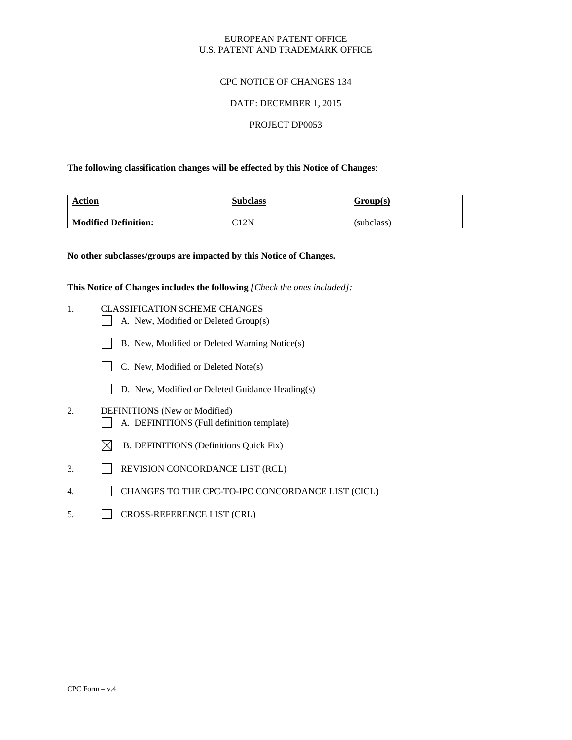EUROPEAN PATENT OFFICE
U.S. PATENT AND TRADEMARK OFFICE

CPC NOTICE OF CHANGES 134

DATE: DECEMBER 1, 2015

PROJECT DP0053

**The following classification changes will be effected by this Notice of Changes**:

| Action | Subclass | Group(s) |
|---|---|---|
| **Modified Definition:** | C12N | (subclass) |

**No other subclasses/groups are impacted by this Notice of Changes.**

**This Notice of Changes includes the following** *[Check the ones included]:*

1. CLASSIFICATION SCHEME CHANGES
   - ☐ A. New, Modified or Deleted Group(s)
   - ☐ B. New, Modified or Deleted Warning Notice(s)
   - ☐ C. New, Modified or Deleted Note(s)
   - ☐ D. New, Modified or Deleted Guidance Heading(s)
2. DEFINITIONS (New or Modified)
   - ☐ A. DEFINITIONS (Full definition template)
   - ☒ B. DEFINITIONS (Definitions Quick Fix)
3. ☐ REVISION CONCORDANCE LIST (RCL)
4. ☐ CHANGES TO THE CPC-TO-IPC CONCORDANCE LIST (CICL)
5. ☐ CROSS-REFERENCE LIST (CRL)

CPC Form – v.4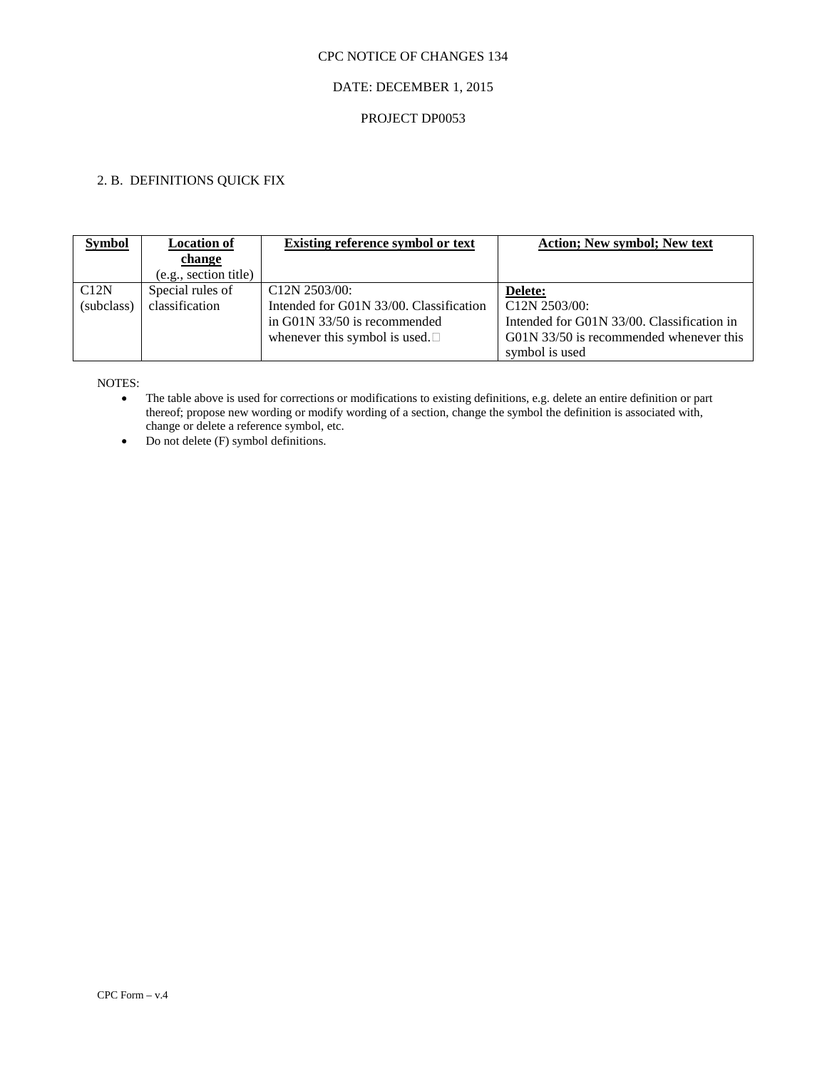CPC NOTICE OF CHANGES 134

DATE: DECEMBER 1, 2015

PROJECT DP0053

2. B. DEFINITIONS QUICK FIX

| **Symbol** | **Location of change** (e.g., section title) | **Existing reference symbol or text** | **Action; New symbol; New text** |
|---|---|---|---|
| C12N (subclass) | Special rules of classification | C12N 2503/00: Intended for G01N 33/00. Classification in G01N 33/50 is recommended whenever this symbol is used. | **Delete:** C12N 2503/00: Intended for G01N 33/00. Classification in G01N 33/50 is recommended whenever this symbol is used |

NOTES:

- The table above is used for corrections or modifications to existing definitions, e.g. delete an entire definition or part thereof; propose new wording or modify wording of a section, change the symbol the definition is associated with, change or delete a reference symbol, etc.
- Do not delete (F) symbol definitions.

CPC Form – v.4